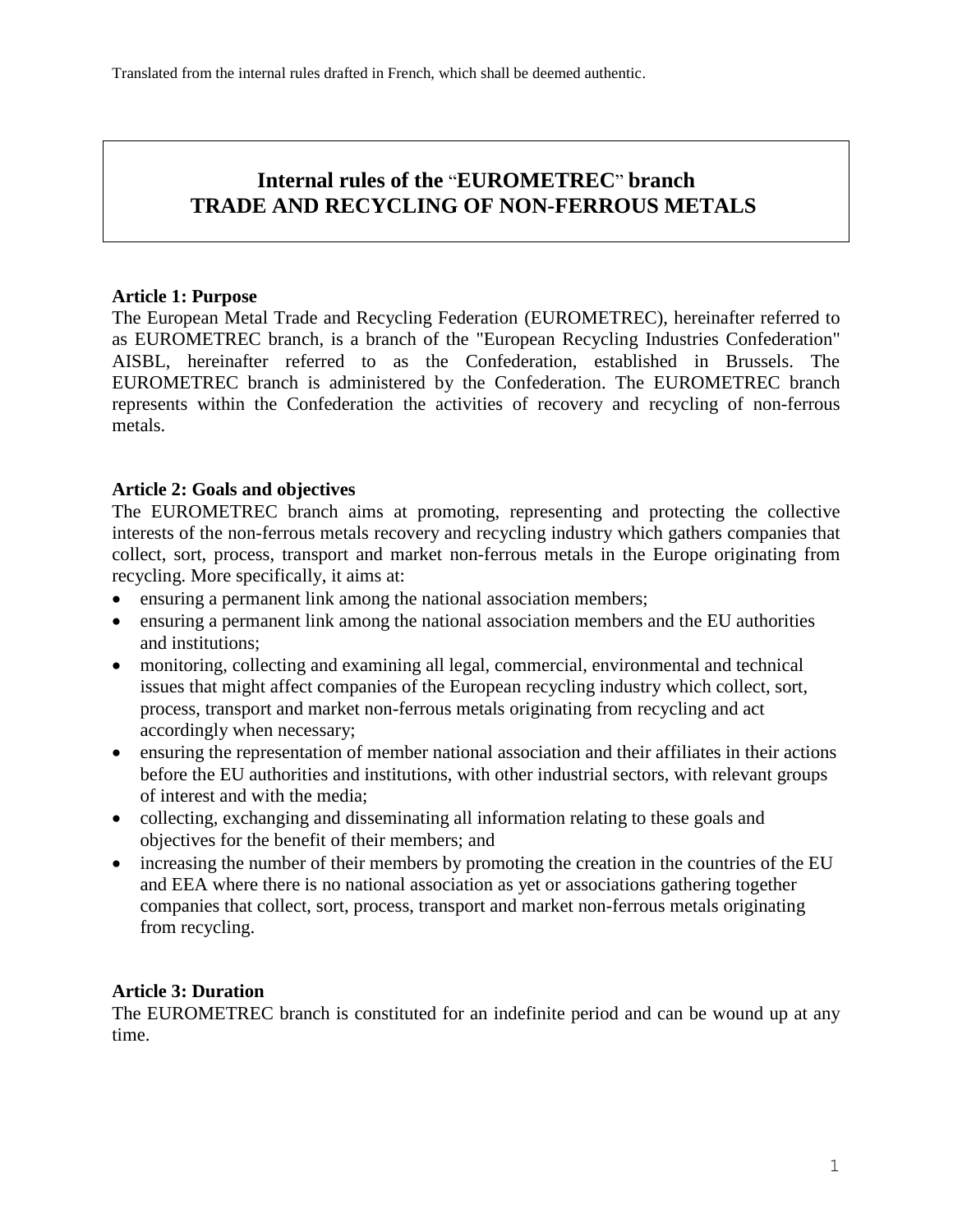Translated from the internal rules drafted in French, which shall be deemed authentic.

# Internal rules of the "EUROMETREC" branch
# TRADE AND RECYCLING OF NON-FERROUS METALS

**Article 1: Purpose**

The European Metal Trade and Recycling Federation (EUROMETREC), hereinafter referred to as EUROMETREC branch, is a branch of the "European Recycling Industries Confederation" AISBL, hereinafter referred to as the Confederation, established in Brussels. The EUROMETREC branch is administered by the Confederation. The EUROMETREC branch represents within the Confederation the activities of recovery and recycling of non-ferrous metals.

**Article 2: Goals and objectives**

The EUROMETREC branch aims at promoting, representing and protecting the collective interests of the non-ferrous metals recovery and recycling industry which gathers companies that collect, sort, process, transport and market non-ferrous metals in the Europe originating from recycling. More specifically, it aims at:

- ensuring a permanent link among the national association members;
- ensuring a permanent link among the national association members and the EU authorities and institutions;
- monitoring, collecting and examining all legal, commercial, environmental and technical issues that might affect companies of the European recycling industry which collect, sort, process, transport and market non-ferrous metals originating from recycling and act accordingly when necessary;
- ensuring the representation of member national association and their affiliates in their actions before the EU authorities and institutions, with other industrial sectors, with relevant groups of interest and with the media;
- collecting, exchanging and disseminating all information relating to these goals and objectives for the benefit of their members; and
- increasing the number of their members by promoting the creation in the countries of the EU and EEA where there is no national association as yet or associations gathering together companies that collect, sort, process, transport and market non-ferrous metals originating from recycling.

**Article 3: Duration**

The EUROMETREC branch is constituted for an indefinite period and can be wound up at any time.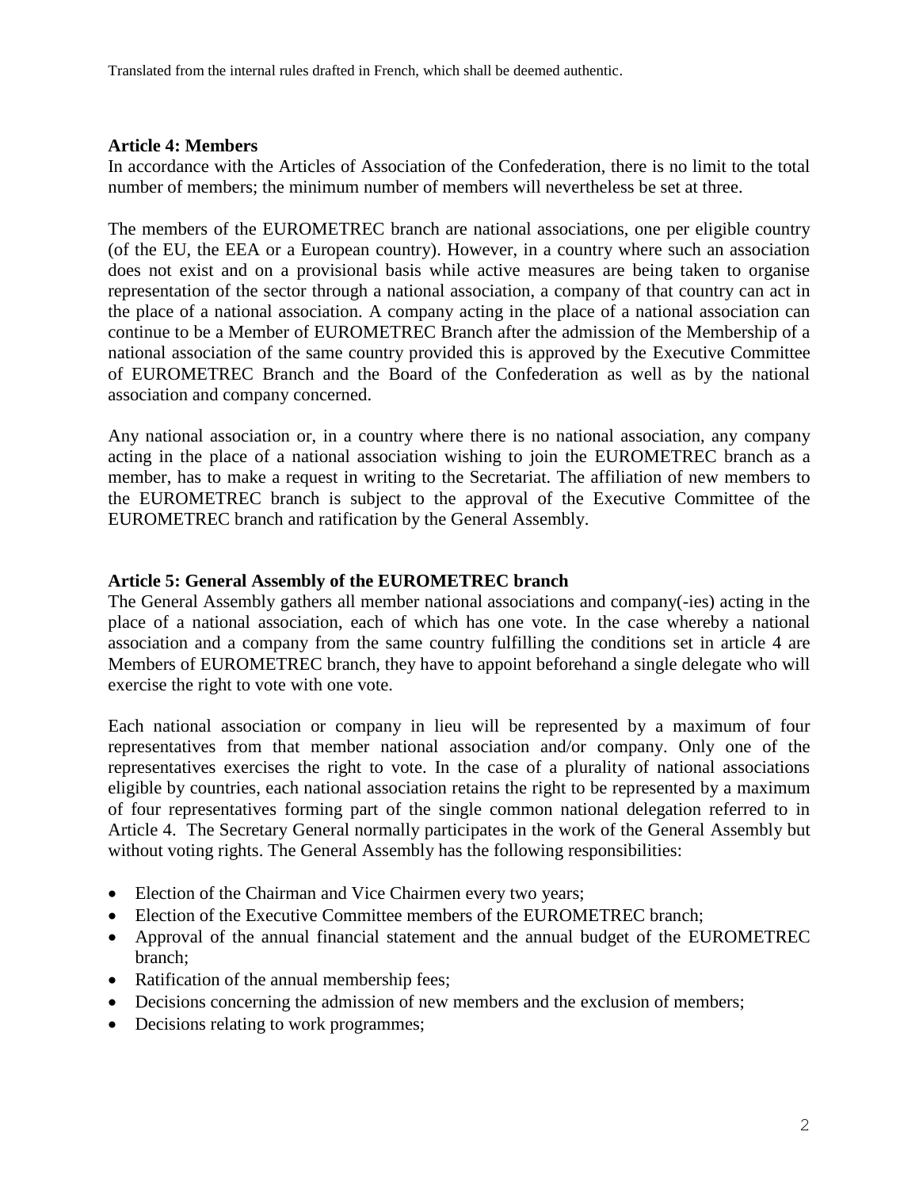Translated from the internal rules drafted in French, which shall be deemed authentic.

**Article 4: Members**

In accordance with the Articles of Association of the Confederation, there is no limit to the total number of members; the minimum number of members will nevertheless be set at three.

The members of the EUROMETREC branch are national associations, one per eligible country (of the EU, the EEA or a European country). However, in a country where such an association does not exist and on a provisional basis while active measures are being taken to organise representation of the sector through a national association, a company of that country can act in the place of a national association. A company acting in the place of a national association can continue to be a Member of EUROMETREC Branch after the admission of the Membership of a national association of the same country provided this is approved by the Executive Committee of EUROMETREC Branch and the Board of the Confederation as well as by the national association and company concerned.

Any national association or, in a country where there is no national association, any company acting in the place of a national association wishing to join the EUROMETREC branch as a member, has to make a request in writing to the Secretariat. The affiliation of new members to the EUROMETREC branch is subject to the approval of the Executive Committee of the EUROMETREC branch and ratification by the General Assembly.

**Article 5: General Assembly of the EUROMETREC branch**

The General Assembly gathers all member national associations and company(-ies) acting in the place of a national association, each of which has one vote. In the case whereby a national association and a company from the same country fulfilling the conditions set in article 4 are Members of EUROMETREC branch, they have to appoint beforehand a single delegate who will exercise the right to vote with one vote.

Each national association or company in lieu will be represented by a maximum of four representatives from that member national association and/or company. Only one of the representatives exercises the right to vote. In the case of a plurality of national associations eligible by countries, each national association retains the right to be represented by a maximum of four representatives forming part of the single common national delegation referred to in Article 4. The Secretary General normally participates in the work of the General Assembly but without voting rights. The General Assembly has the following responsibilities:

- Election of the Chairman and Vice Chairmen every two years;
- Election of the Executive Committee members of the EUROMETREC branch;
- Approval of the annual financial statement and the annual budget of the EUROMETREC branch;
- Ratification of the annual membership fees;
- Decisions concerning the admission of new members and the exclusion of members;
- Decisions relating to work programmes;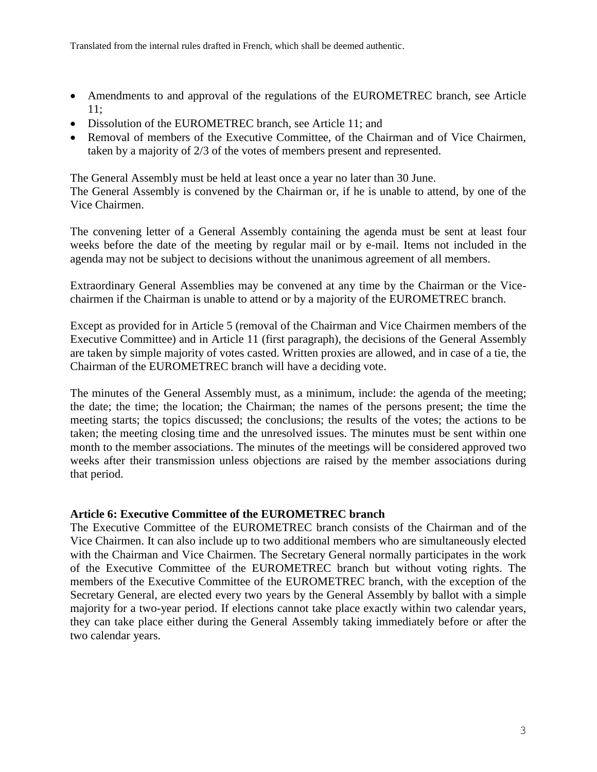Translated from the internal rules drafted in French, which shall be deemed authentic.

- Amendments to and approval of the regulations of the EUROMETREC branch, see Article 11;
- Dissolution of the EUROMETREC branch, see Article 11; and
- Removal of members of the Executive Committee, of the Chairman and of Vice Chairmen, taken by a majority of 2/3 of the votes of members present and represented.

The General Assembly must be held at least once a year no later than 30 June.
The General Assembly is convened by the Chairman or, if he is unable to attend, by one of the Vice Chairmen.

The convening letter of a General Assembly containing the agenda must be sent at least four weeks before the date of the meeting by regular mail or by e-mail. Items not included in the agenda may not be subject to decisions without the unanimous agreement of all members.

Extraordinary General Assemblies may be convened at any time by the Chairman or the Vice-chairmen if the Chairman is unable to attend or by a majority of the EUROMETREC branch.

Except as provided for in Article 5 (removal of the Chairman and Vice Chairmen members of the Executive Committee) and in Article 11 (first paragraph), the decisions of the General Assembly are taken by simple majority of votes casted. Written proxies are allowed, and in case of a tie, the Chairman of the EUROMETREC branch will have a deciding vote.

The minutes of the General Assembly must, as a minimum, include: the agenda of the meeting; the date; the time; the location; the Chairman; the names of the persons present; the time the meeting starts; the topics discussed; the conclusions; the results of the votes; the actions to be taken; the meeting closing time and the unresolved issues. The minutes must be sent within one month to the member associations. The minutes of the meetings will be considered approved two weeks after their transmission unless objections are raised by the member associations during that period.

**Article 6: Executive Committee of the EUROMETREC branch**
The Executive Committee of the EUROMETREC branch consists of the Chairman and of the Vice Chairmen. It can also include up to two additional members who are simultaneously elected with the Chairman and Vice Chairmen. The Secretary General normally participates in the work of the Executive Committee of the EUROMETREC branch but without voting rights. The members of the Executive Committee of the EUROMETREC branch, with the exception of the Secretary General, are elected every two years by the General Assembly by ballot with a simple majority for a two-year period. If elections cannot take place exactly within two calendar years, they can take place either during the General Assembly taking immediately before or after the two calendar years.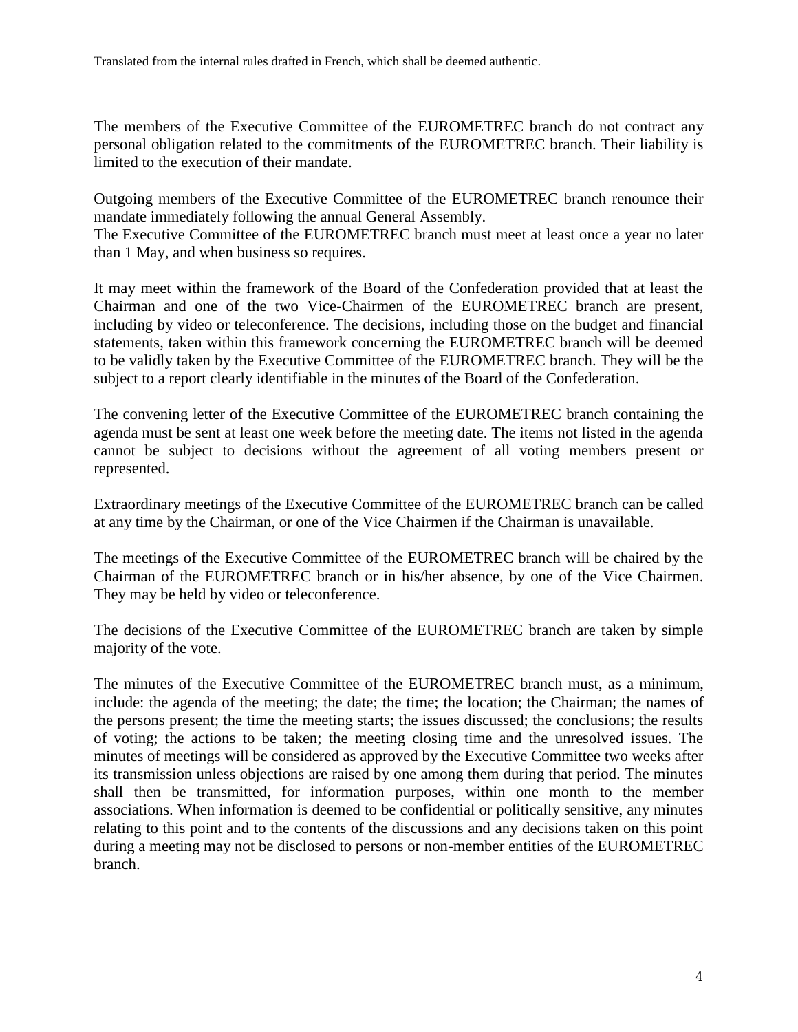The members of the Executive Committee of the EUROMETREC branch do not contract any personal obligation related to the commitments of the EUROMETREC branch. Their liability is limited to the execution of their mandate.

Outgoing members of the Executive Committee of the EUROMETREC branch renounce their mandate immediately following the annual General Assembly.
The Executive Committee of the EUROMETREC branch must meet at least once a year no later than 1 May, and when business so requires.

It may meet within the framework of the Board of the Confederation provided that at least the Chairman and one of the two Vice-Chairmen of the EUROMETREC branch are present, including by video or teleconference. The decisions, including those on the budget and financial statements, taken within this framework concerning the EUROMETREC branch will be deemed to be validly taken by the Executive Committee of the EUROMETREC branch. They will be the subject to a report clearly identifiable in the minutes of the Board of the Confederation.

The convening letter of the Executive Committee of the EUROMETREC branch containing the agenda must be sent at least one week before the meeting date. The items not listed in the agenda cannot be subject to decisions without the agreement of all voting members present or represented.

Extraordinary meetings of the Executive Committee of the EUROMETREC branch can be called at any time by the Chairman, or one of the Vice Chairmen if the Chairman is unavailable.

The meetings of the Executive Committee of the EUROMETREC branch will be chaired by the Chairman of the EUROMETREC branch or in his/her absence, by one of the Vice Chairmen. They may be held by video or teleconference.

The decisions of the Executive Committee of the EUROMETREC branch are taken by simple majority of the vote.

The minutes of the Executive Committee of the EUROMETREC branch must, as a minimum, include: the agenda of the meeting; the date; the time; the location; the Chairman; the names of the persons present; the time the meeting starts; the issues discussed; the conclusions; the results of voting; the actions to be taken; the meeting closing time and the unresolved issues. The minutes of meetings will be considered as approved by the Executive Committee two weeks after its transmission unless objections are raised by one among them during that period. The minutes shall then be transmitted, for information purposes, within one month to the member associations. When information is deemed to be confidential or politically sensitive, any minutes relating to this point and to the contents of the discussions and any decisions taken on this point during a meeting may not be disclosed to persons or non-member entities of the EUROMETREC branch.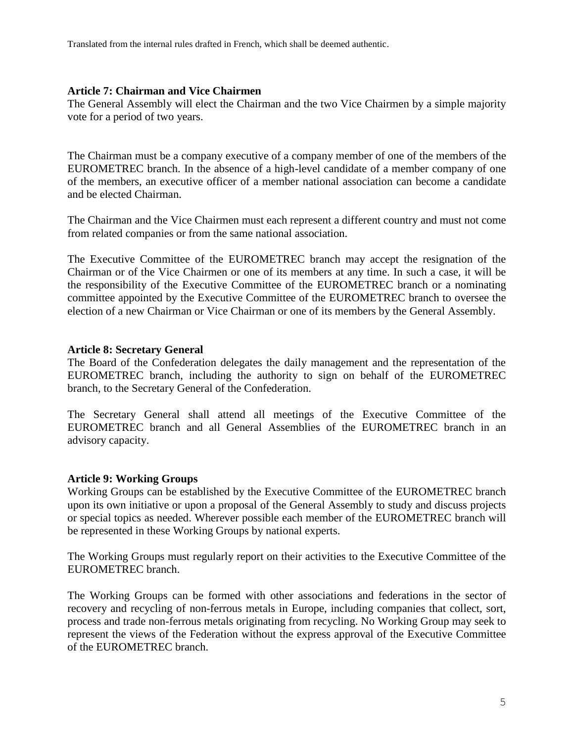Translated from the internal rules drafted in French, which shall be deemed authentic.

### Article 7: Chairman and Vice Chairmen

The General Assembly will elect the Chairman and the two Vice Chairmen by a simple majority vote for a period of two years.

The Chairman must be a company executive of a company member of one of the members of the EUROMETREC branch. In the absence of a high-level candidate of a member company of one of the members, an executive officer of a member national association can become a candidate and be elected Chairman.

The Chairman and the Vice Chairmen must each represent a different country and must not come from related companies or from the same national association.

The Executive Committee of the EUROMETREC branch may accept the resignation of the Chairman or of the Vice Chairmen or one of its members at any time. In such a case, it will be the responsibility of the Executive Committee of the EUROMETREC branch or a nominating committee appointed by the Executive Committee of the EUROMETREC branch to oversee the election of a new Chairman or Vice Chairman or one of its members by the General Assembly.

### Article 8: Secretary General

The Board of the Confederation delegates the daily management and the representation of the EUROMETREC branch, including the authority to sign on behalf of the EUROMETREC branch, to the Secretary General of the Confederation.

The Secretary General shall attend all meetings of the Executive Committee of the EUROMETREC branch and all General Assemblies of the EUROMETREC branch in an advisory capacity.

### Article 9: Working Groups

Working Groups can be established by the Executive Committee of the EUROMETREC branch upon its own initiative or upon a proposal of the General Assembly to study and discuss projects or special topics as needed. Wherever possible each member of the EUROMETREC branch will be represented in these Working Groups by national experts.

The Working Groups must regularly report on their activities to the Executive Committee of the EUROMETREC branch.

The Working Groups can be formed with other associations and federations in the sector of recovery and recycling of non-ferrous metals in Europe, including companies that collect, sort, process and trade non-ferrous metals originating from recycling. No Working Group may seek to represent the views of the Federation without the express approval of the Executive Committee of the EUROMETREC branch.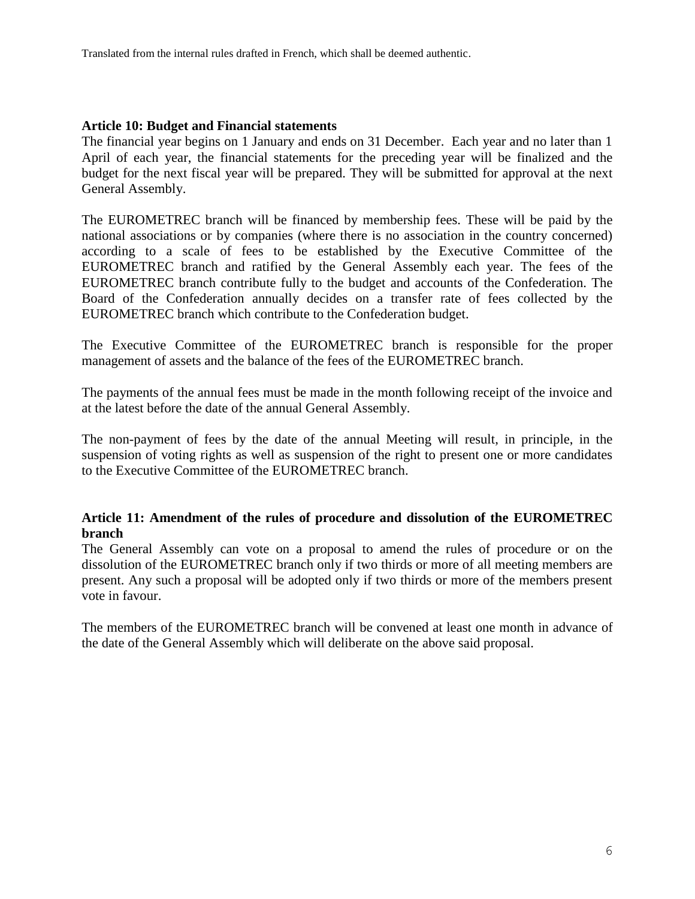Translated from the internal rules drafted in French, which shall be deemed authentic.

**Article 10: Budget and Financial statements**

The financial year begins on 1 January and ends on 31 December. Each year and no later than 1 April of each year, the financial statements for the preceding year will be finalized and the budget for the next fiscal year will be prepared. They will be submitted for approval at the next General Assembly.

The EUROMETREC branch will be financed by membership fees. These will be paid by the national associations or by companies (where there is no association in the country concerned) according to a scale of fees to be established by the Executive Committee of the EUROMETREC branch and ratified by the General Assembly each year. The fees of the EUROMETREC branch contribute fully to the budget and accounts of the Confederation. The Board of the Confederation annually decides on a transfer rate of fees collected by the EUROMETREC branch which contribute to the Confederation budget.

The Executive Committee of the EUROMETREC branch is responsible for the proper management of assets and the balance of the fees of the EUROMETREC branch.

The payments of the annual fees must be made in the month following receipt of the invoice and at the latest before the date of the annual General Assembly.

The non-payment of fees by the date of the annual Meeting will result, in principle, in the suspension of voting rights as well as suspension of the right to present one or more candidates to the Executive Committee of the EUROMETREC branch.

**Article 11: Amendment of the rules of procedure and dissolution of the EUROMETREC branch**

The General Assembly can vote on a proposal to amend the rules of procedure or on the dissolution of the EUROMETREC branch only if two thirds or more of all meeting members are present. Any such a proposal will be adopted only if two thirds or more of the members present vote in favour.

The members of the EUROMETREC branch will be convened at least one month in advance of the date of the General Assembly which will deliberate on the above said proposal.